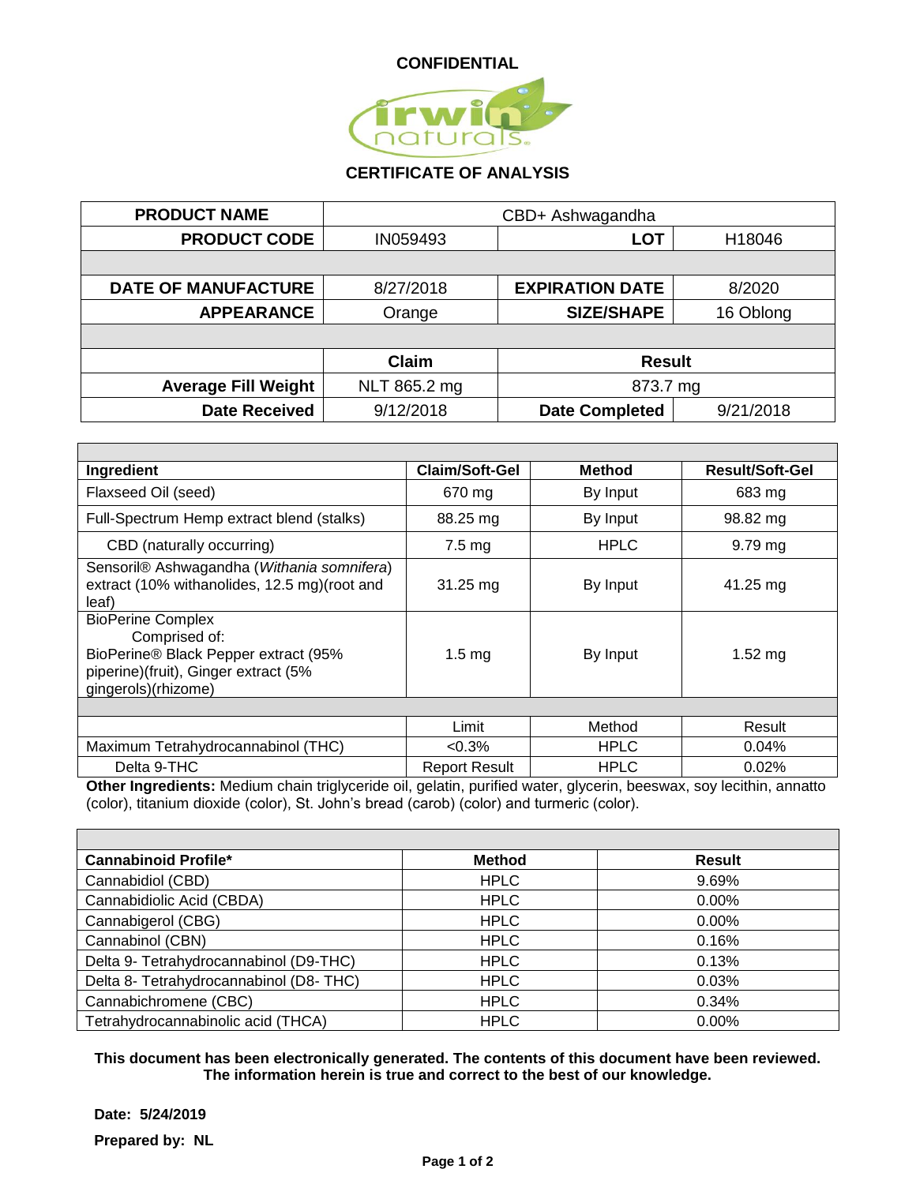**CONFIDENTIAL**

irwin naturals

## CERTIFICATE OF ANALYSIS

| **PRODUCT NAME** | CBD+ Ashwagandha | | |
|---|---|---|---|
| **PRODUCT CODE** | IN059493 | **LOT** | H18046 |
| | | | |
| **DATE OF MANUFACTURE** | 8/27/2018 | **EXPIRATION DATE** | 8/2020 |
| **APPEARANCE** | Orange | **SIZE/SHAPE** | 16 Oblong |
| | | | |
| | **Claim** | **Result** | |
| **Average Fill Weight** | NLT 865.2 mg | 873.7 mg | |
| **Date Received** | 9/12/2018 | **Date Completed** | 9/21/2018 |

| **Ingredient** | **Claim/Soft-Gel** | **Method** | **Result/Soft-Gel** |
|---|---|---|---|
| Flaxseed Oil (seed) | 670 mg | By Input | 683 mg |
| Full-Spectrum Hemp extract blend (stalks) | 88.25 mg | By Input | 98.82 mg |
| CBD (naturally occurring) | 7.5 mg | HPLC | 9.79 mg |
| Sensoril® Ashwagandha (*Withania somnifera*) extract (10% withanolides, 12.5 mg)(root and leaf) | 31.25 mg | By Input | 41.25 mg |
| BioPerine Complex Comprised of: BioPerine® Black Pepper extract (95% piperine)(fruit), Ginger extract (5% gingerols)(rhizome) | 1.5 mg | By Input | 1.52 mg |
| | | | |
| | Limit | Method | Result |
| Maximum Tetrahydrocannabinol (THC) | <0.3% | HPLC | 0.04% |
| Delta 9-THC | Report Result | HPLC | 0.02% |

**Other Ingredients:** Medium chain triglyceride oil, gelatin, purified water, glycerin, beeswax, soy lecithin, annatto (color), titanium dioxide (color), St. John's bread (carob) (color) and turmeric (color).

| **Cannabinoid Profile*** | **Method** | **Result** |
|---|---|---|
| Cannabidiol (CBD) | HPLC | 9.69% |
| Cannabidiolic Acid (CBDA) | HPLC | 0.00% |
| Cannabigerol (CBG) | HPLC | 0.00% |
| Cannabinol (CBN) | HPLC | 0.16% |
| Delta 9- Tetrahydrocannabinol (D9-THC) | HPLC | 0.13% |
| Delta 8- Tetrahydrocannabinol (D8- THC) | HPLC | 0.03% |
| Cannabichromene (CBC) | HPLC | 0.34% |
| Tetrahydrocannabinolic acid (THCA) | HPLC | 0.00% |

**This document has been electronically generated. The contents of this document have been reviewed. The information herein is true and correct to the best of our knowledge.**

**Date: 5/24/2019**

**Prepared by: NL**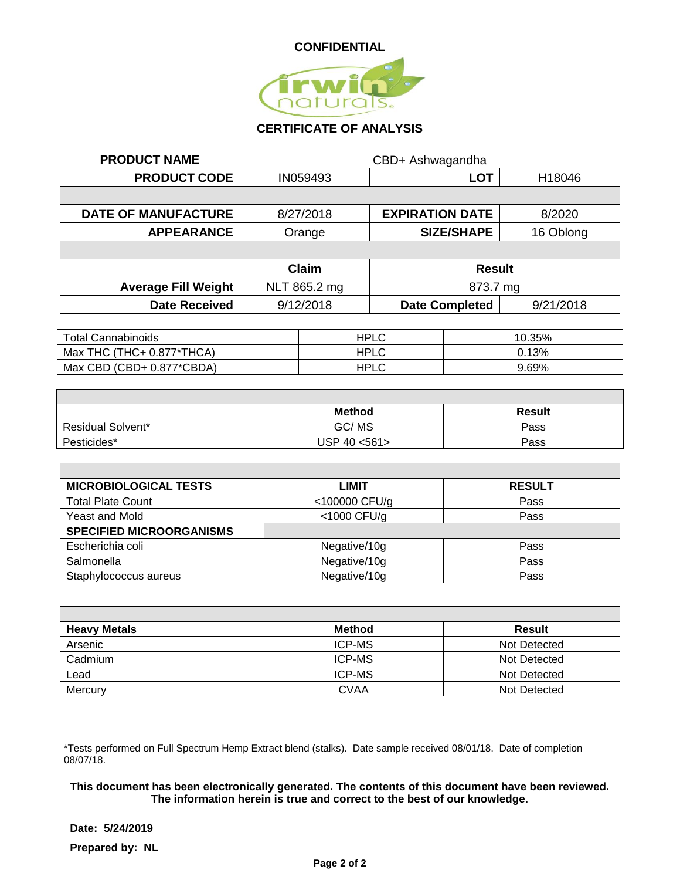**CONFIDENTIAL**

irwin naturals

## CERTIFICATE OF ANALYSIS

| | | | |
|---|---|---|---|
| **PRODUCT NAME** | CBD+ Ashwagandha | | |
| **PRODUCT CODE** | IN059493 | **LOT** | H18046 |
| | | | |
| **DATE OF MANUFACTURE** | 8/27/2018 | **EXPIRATION DATE** | 8/2020 |
| **APPEARANCE** | Orange | **SIZE/SHAPE** | 16 Oblong |
| | | | |
| | **Claim** | **Result** | |
| **Average Fill Weight** | NLT 865.2 mg | 873.7 mg | |
| **Date Received** | 9/12/2018 | **Date Completed** | 9/21/2018 |

| | | |
|---|---|---|
| Total Cannabinoids | HPLC | 10.35% |
| Max THC (THC+ 0.877*THCA) | HPLC | 0.13% |
| Max CBD (CBD+ 0.877*CBDA) | HPLC | 9.69% |

| | **Method** | **Result** |
|---|---|---|
| Residual Solvent* | GC/ MS | Pass |
| Pesticides* | USP 40 <561> | Pass |

| **MICROBIOLOGICAL TESTS** | **LIMIT** | **RESULT** |
|---|---|---|
| Total Plate Count | <100000 CFU/g | Pass |
| Yeast and Mold | <1000 CFU/g | Pass |
| **SPECIFIED MICROORGANISMS** | | |
| Escherichia coli | Negative/10g | Pass |
| Salmonella | Negative/10g | Pass |
| Staphylococcus aureus | Negative/10g | Pass |

| **Heavy Metals** | **Method** | **Result** |
|---|---|---|
| Arsenic | ICP-MS | Not Detected |
| Cadmium | ICP-MS | Not Detected |
| Lead | ICP-MS | Not Detected |
| Mercury | CVAA | Not Detected |

*Tests performed on Full Spectrum Hemp Extract blend (stalks). Date sample received 08/01/18. Date of completion 08/07/18.

**This document has been electronically generated. The contents of this document have been reviewed. The information herein is true and correct to the best of our knowledge.**

**Date: 5/24/2019**

**Prepared by: NL**